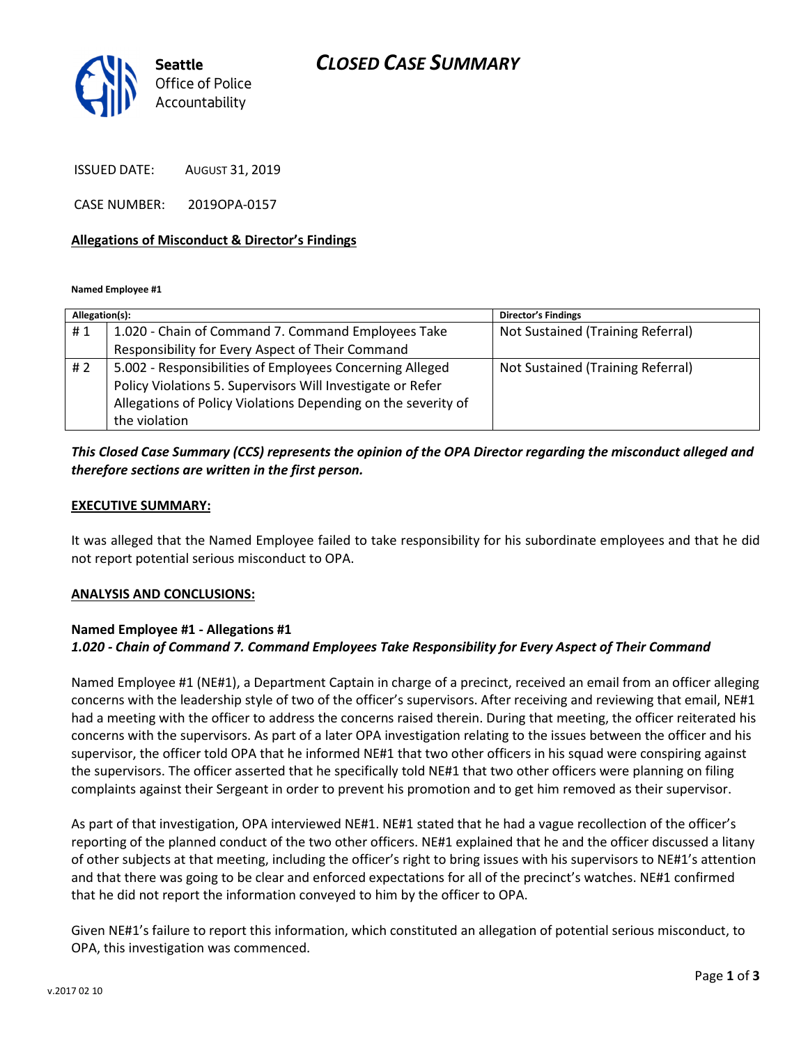**Seattle** Office of Police Accountability

# *CLOSED CASE SUMMARY*

ISSUED DATE: AUGUST 31, 2019

CASE NUMBER: 2019OPA-0157

**Allegations of Misconduct & Director's Findings**

**Named Employee #1**

| Allegation(s): | | Director's Findings |
|---|---|---|
| # 1 | 1.020 - Chain of Command 7. Command Employees Take Responsibility for Every Aspect of Their Command | Not Sustained (Training Referral) |
| # 2 | 5.002 - Responsibilities of Employees Concerning Alleged Policy Violations 5. Supervisors Will Investigate or Refer Allegations of Policy Violations Depending on the severity of the violation | Not Sustained (Training Referral) |

***This Closed Case Summary (CCS) represents the opinion of the OPA Director regarding the misconduct alleged and therefore sections are written in the first person.***

**EXECUTIVE SUMMARY:**

It was alleged that the Named Employee failed to take responsibility for his subordinate employees and that he did not report potential serious misconduct to OPA.

**ANALYSIS AND CONCLUSIONS:**

**Named Employee #1 - Allegations #1**
***1.020 - Chain of Command 7. Command Employees Take Responsibility for Every Aspect of Their Command***

Named Employee #1 (NE#1), a Department Captain in charge of a precinct, received an email from an officer alleging concerns with the leadership style of two of the officer's supervisors. After receiving and reviewing that email, NE#1 had a meeting with the officer to address the concerns raised therein. During that meeting, the officer reiterated his concerns with the supervisors. As part of a later OPA investigation relating to the issues between the officer and his supervisor, the officer told OPA that he informed NE#1 that two other officers in his squad were conspiring against the supervisors. The officer asserted that he specifically told NE#1 that two other officers were planning on filing complaints against their Sergeant in order to prevent his promotion and to get him removed as their supervisor.

As part of that investigation, OPA interviewed NE#1. NE#1 stated that he had a vague recollection of the officer's reporting of the planned conduct of the two other officers. NE#1 explained that he and the officer discussed a litany of other subjects at that meeting, including the officer's right to bring issues with his supervisors to NE#1's attention and that there was going to be clear and enforced expectations for all of the precinct's watches. NE#1 confirmed that he did not report the information conveyed to him by the officer to OPA.

Given NE#1's failure to report this information, which constituted an allegation of potential serious misconduct, to OPA, this investigation was commenced.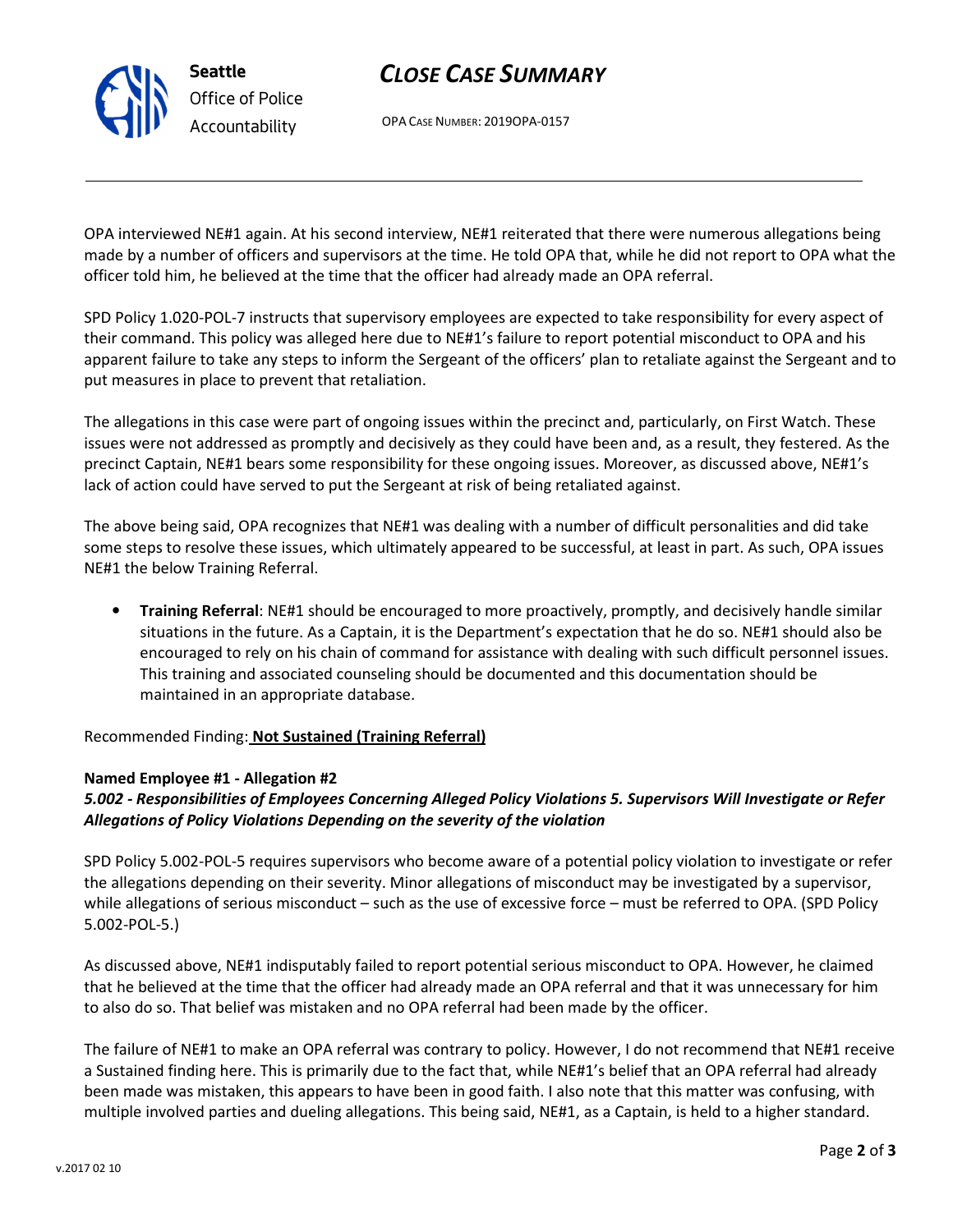OPA interviewed NE#1 again. At his second interview, NE#1 reiterated that there were numerous allegations being made by a number of officers and supervisors at the time. He told OPA that, while he did not report to OPA what the officer told him, he believed at the time that the officer had already made an OPA referral.

SPD Policy 1.020-POL-7 instructs that supervisory employees are expected to take responsibility for every aspect of their command. This policy was alleged here due to NE#1's failure to report potential misconduct to OPA and his apparent failure to take any steps to inform the Sergeant of the officers' plan to retaliate against the Sergeant and to put measures in place to prevent that retaliation.

The allegations in this case were part of ongoing issues within the precinct and, particularly, on First Watch. These issues were not addressed as promptly and decisively as they could have been and, as a result, they festered. As the precinct Captain, NE#1 bears some responsibility for these ongoing issues. Moreover, as discussed above, NE#1's lack of action could have served to put the Sergeant at risk of being retaliated against.

The above being said, OPA recognizes that NE#1 was dealing with a number of difficult personalities and did take some steps to resolve these issues, which ultimately appeared to be successful, at least in part. As such, OPA issues NE#1 the below Training Referral.

- **Training Referral**: NE#1 should be encouraged to more proactively, promptly, and decisively handle similar situations in the future. As a Captain, it is the Department's expectation that he do so. NE#1 should also be encouraged to rely on his chain of command for assistance with dealing with such difficult personnel issues. This training and associated counseling should be documented and this documentation should be maintained in an appropriate database.

Recommended Finding: **Not Sustained (Training Referral)**

**Named Employee #1 - Allegation #2**
***5.002 - Responsibilities of Employees Concerning Alleged Policy Violations 5. Supervisors Will Investigate or Refer Allegations of Policy Violations Depending on the severity of the violation***

SPD Policy 5.002-POL-5 requires supervisors who become aware of a potential policy violation to investigate or refer the allegations depending on their severity. Minor allegations of misconduct may be investigated by a supervisor, while allegations of serious misconduct – such as the use of excessive force – must be referred to OPA. (SPD Policy 5.002-POL-5.)

As discussed above, NE#1 indisputably failed to report potential serious misconduct to OPA. However, he claimed that he believed at the time that the officer had already made an OPA referral and that it was unnecessary for him to also do so. That belief was mistaken and no OPA referral had been made by the officer.

The failure of NE#1 to make an OPA referral was contrary to policy. However, I do not recommend that NE#1 receive a Sustained finding here. This is primarily due to the fact that, while NE#1's belief that an OPA referral had already been made was mistaken, this appears to have been in good faith. I also note that this matter was confusing, with multiple involved parties and dueling allegations. This being said, NE#1, as a Captain, is held to a higher standard.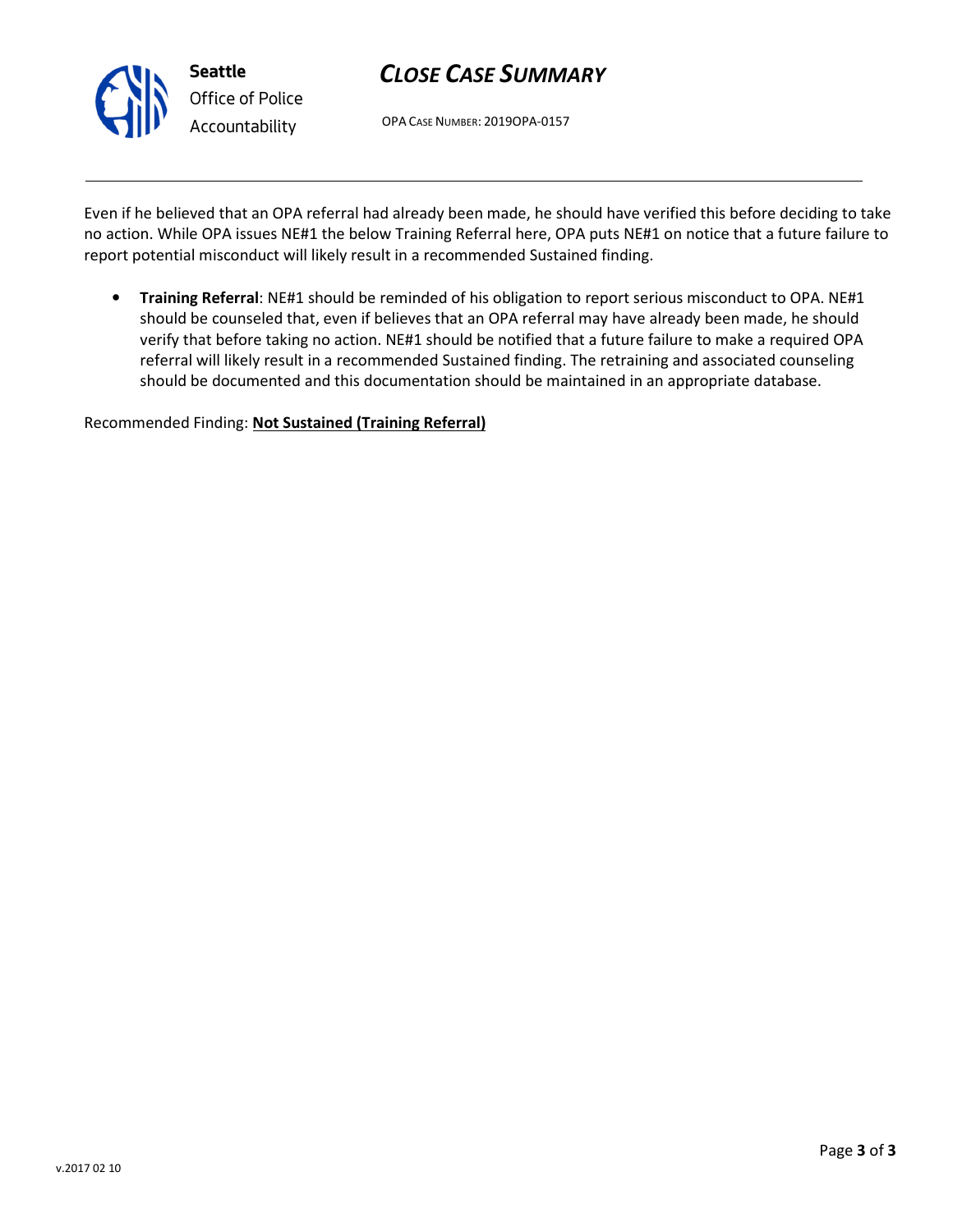Even if he believed that an OPA referral had already been made, he should have verified this before deciding to take no action. While OPA issues NE#1 the below Training Referral here, OPA puts NE#1 on notice that a future failure to report potential misconduct will likely result in a recommended Sustained finding.

- **Training Referral**: NE#1 should be reminded of his obligation to report serious misconduct to OPA. NE#1 should be counseled that, even if believes that an OPA referral may have already been made, he should verify that before taking no action. NE#1 should be notified that a future failure to make a required OPA referral will likely result in a recommended Sustained finding. The retraining and associated counseling should be documented and this documentation should be maintained in an appropriate database.

Recommended Finding: **Not Sustained (Training Referral)**